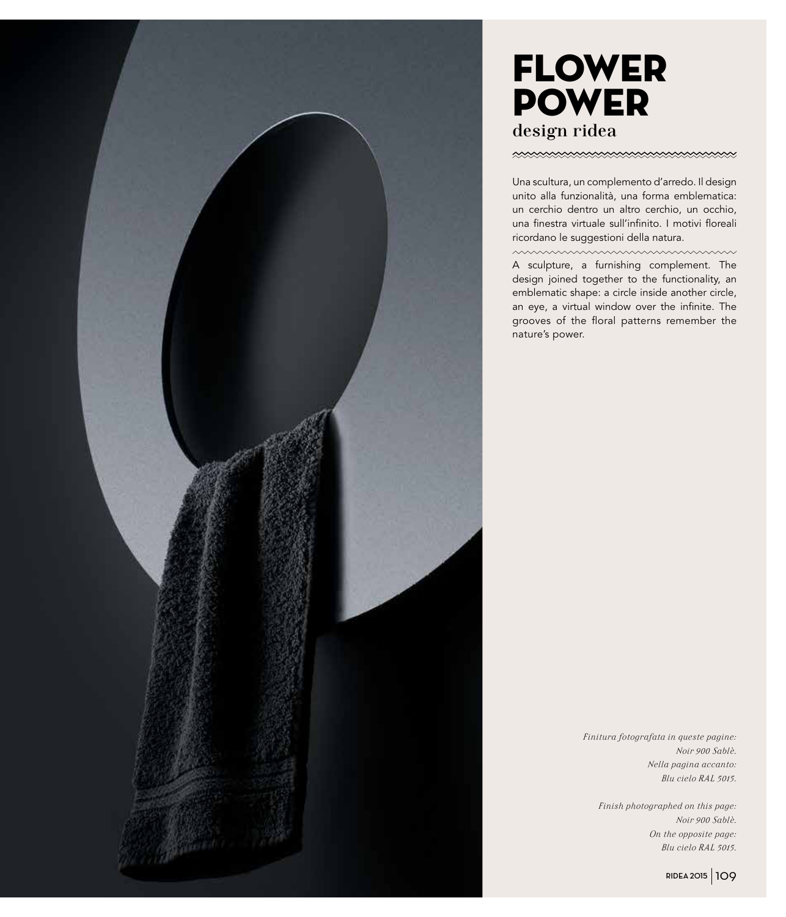# FLOWER POWER

design ridea

Una scultura, un complemento d'arredo. Il design unito alla funzionalità, una forma emblematica: un cerchio dentro un altro cerchio, un occhio, una finestra virtuale sull'infinito. I motivi floreali ricordano le suggestioni della natura.

A sculpture, a furnishing complement. The design joined together to the functionality, an emblematic shape: a circle inside another circle, an eye, a virtual window over the infinite. The grooves of the floral patterns remember the nature's power.

*Finitura fotografata in queste pagine:*
*Noir 900 Sablè.*
*Nella pagina accanto:*
*Blu cielo RAL 5015.*

*Finish photographed on this page:*
*Noir 900 Sablè.*
*On the opposite page:*
*Blu cielo RAL 5015.*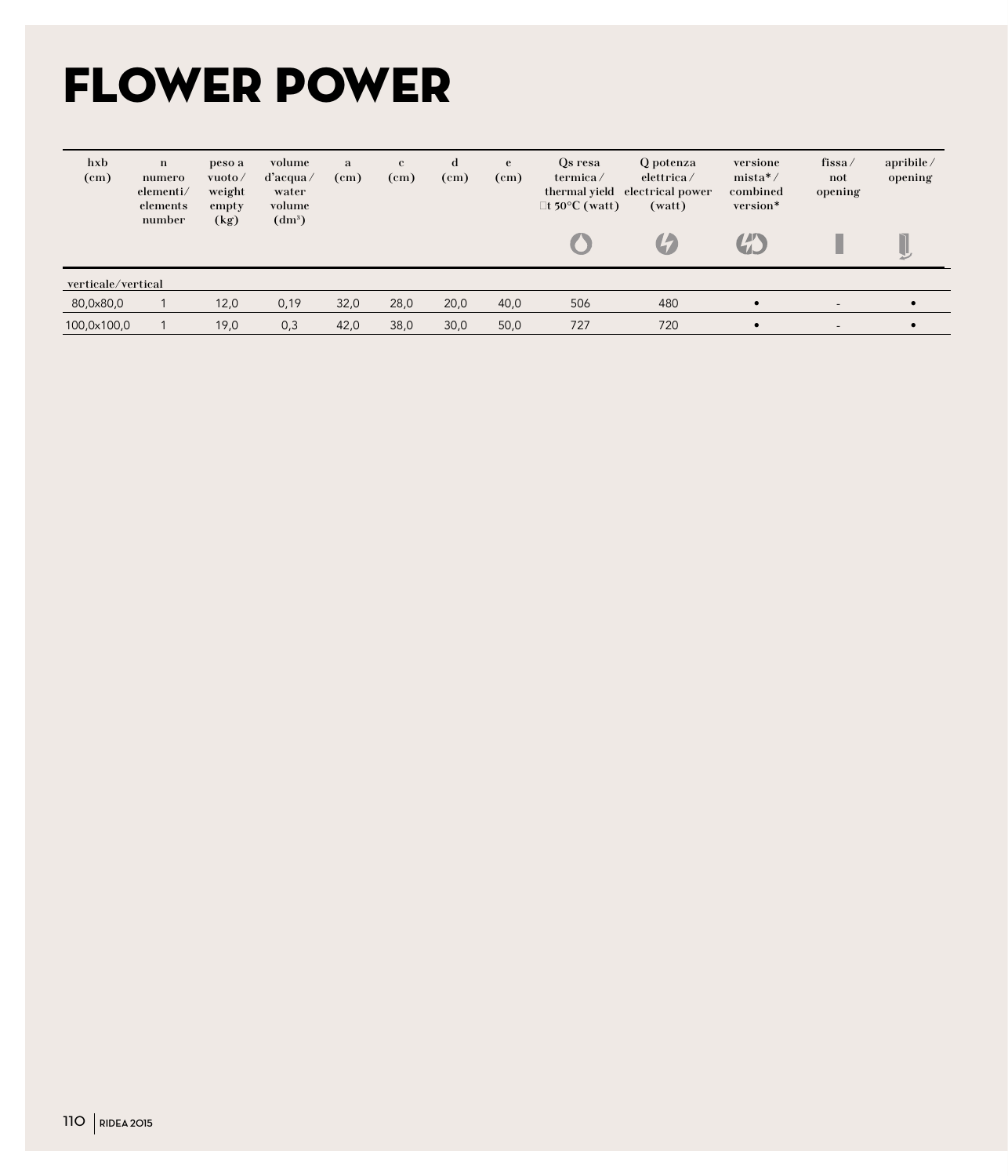# FLOWER POWER

| hxb (cm) | n numero elementi/ elements number | peso a vuoto / weight empty (kg) | volume d'acqua / water volume (dm³) | a (cm) | c (cm) | d (cm) | e (cm) | Qs resa termica / thermal yield Δt 50°C (watt) | Q potenza elettrica / electrical power (watt) | versione mista* / combined version* | fissa / not opening | apribile / opening |
|---|---|---|---|---|---|---|---|---|---|---|---|---|
| verticale/vertical | | | | | | | | | | | | |
| 80,0x80,0 | 1 | 12,0 | 0,19 | 32,0 | 28,0 | 20,0 | 40,0 | 506 | 480 | • | - | • |
| 100,0x100,0 | 1 | 19,0 | 0,3 | 42,0 | 38,0 | 30,0 | 50,0 | 727 | 720 | • | - | • |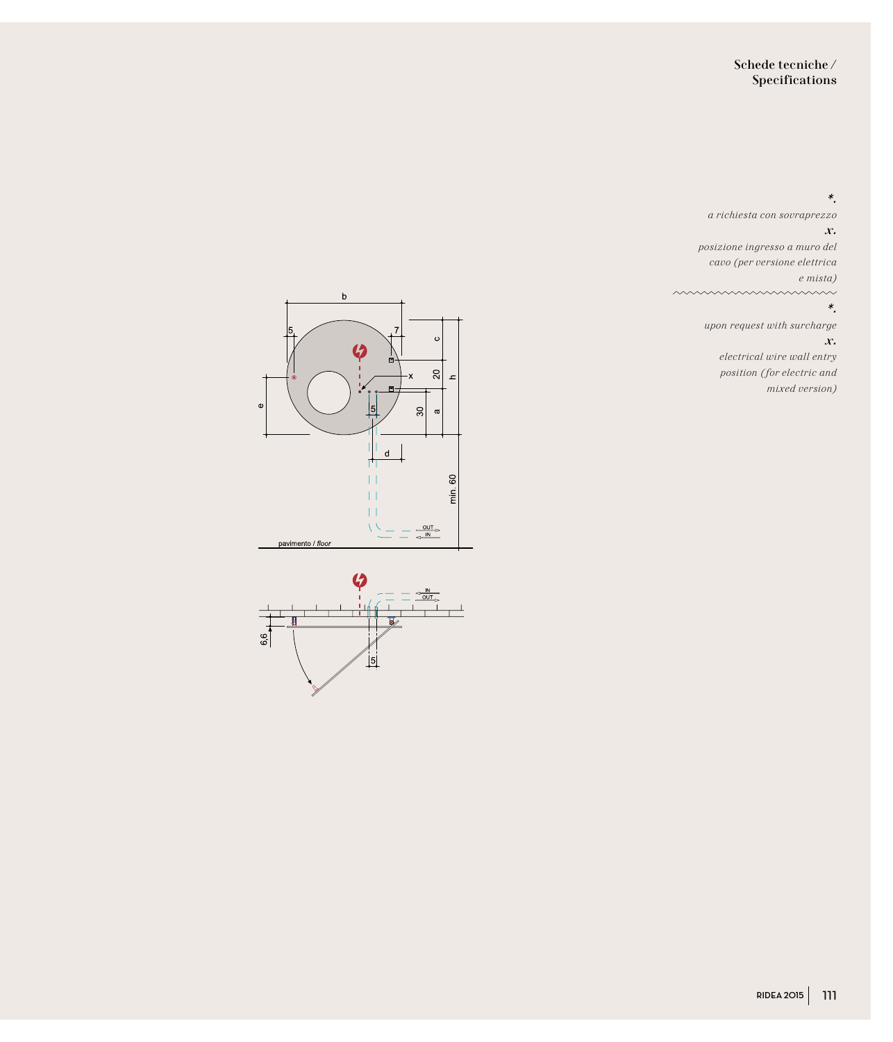## Schede tecniche / Specifications

b
5
7
c
20
h
x
e
5
30
a
d
min. 60
OUT
IN
pavimento / *floor*

IN
OUT
6,6
5

***.**

*a richiesta con sovraprezzo*

***x.***

*posizione ingresso a muro del cavo (per versione elettrica e mista)*

***.**

*upon request with surcharge*

***x.***

*electrical wire wall entry position (for electric and mixed version)*